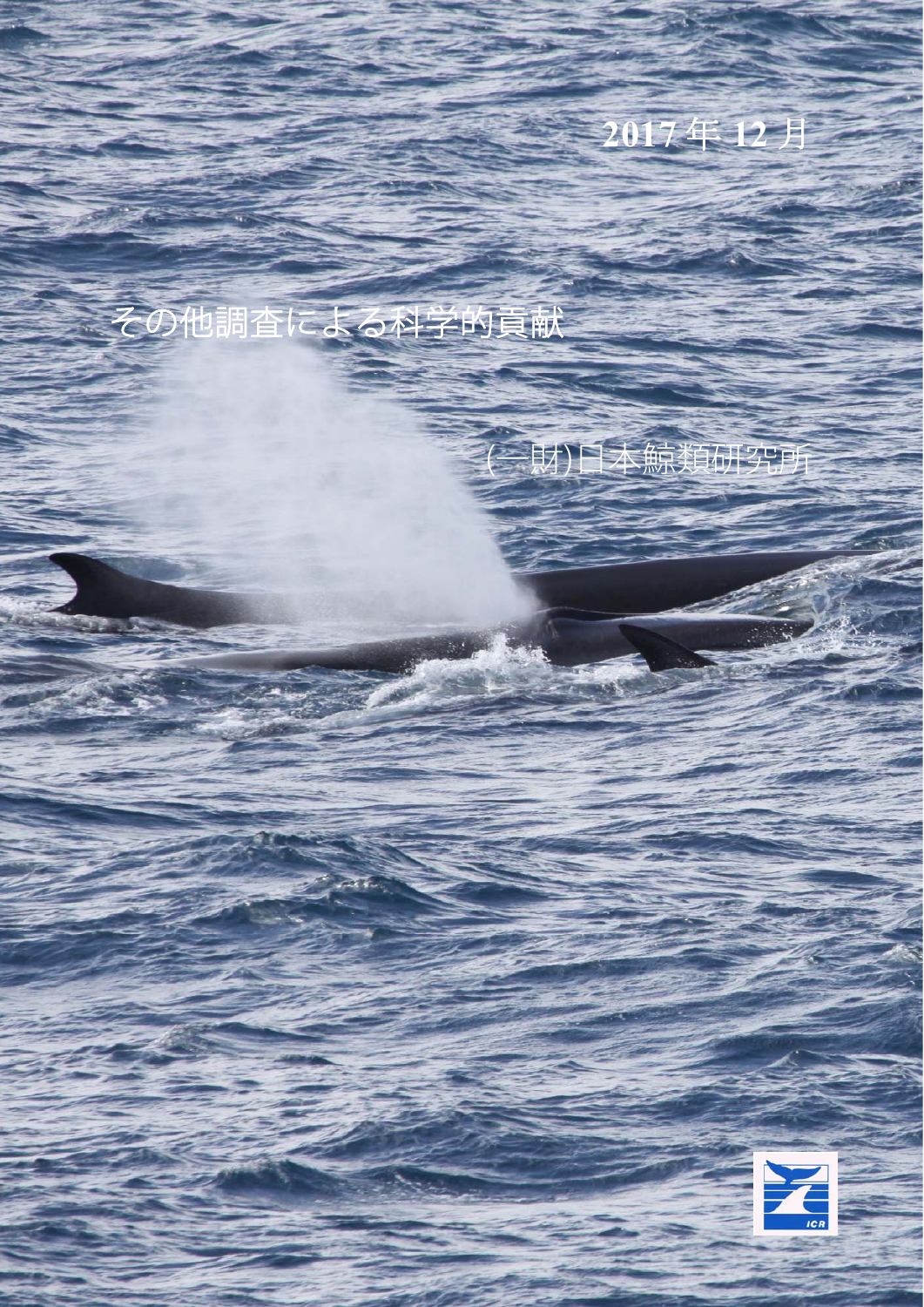2017年12月

# その他調査による科学的貢献

(一財)日本鯨類研究所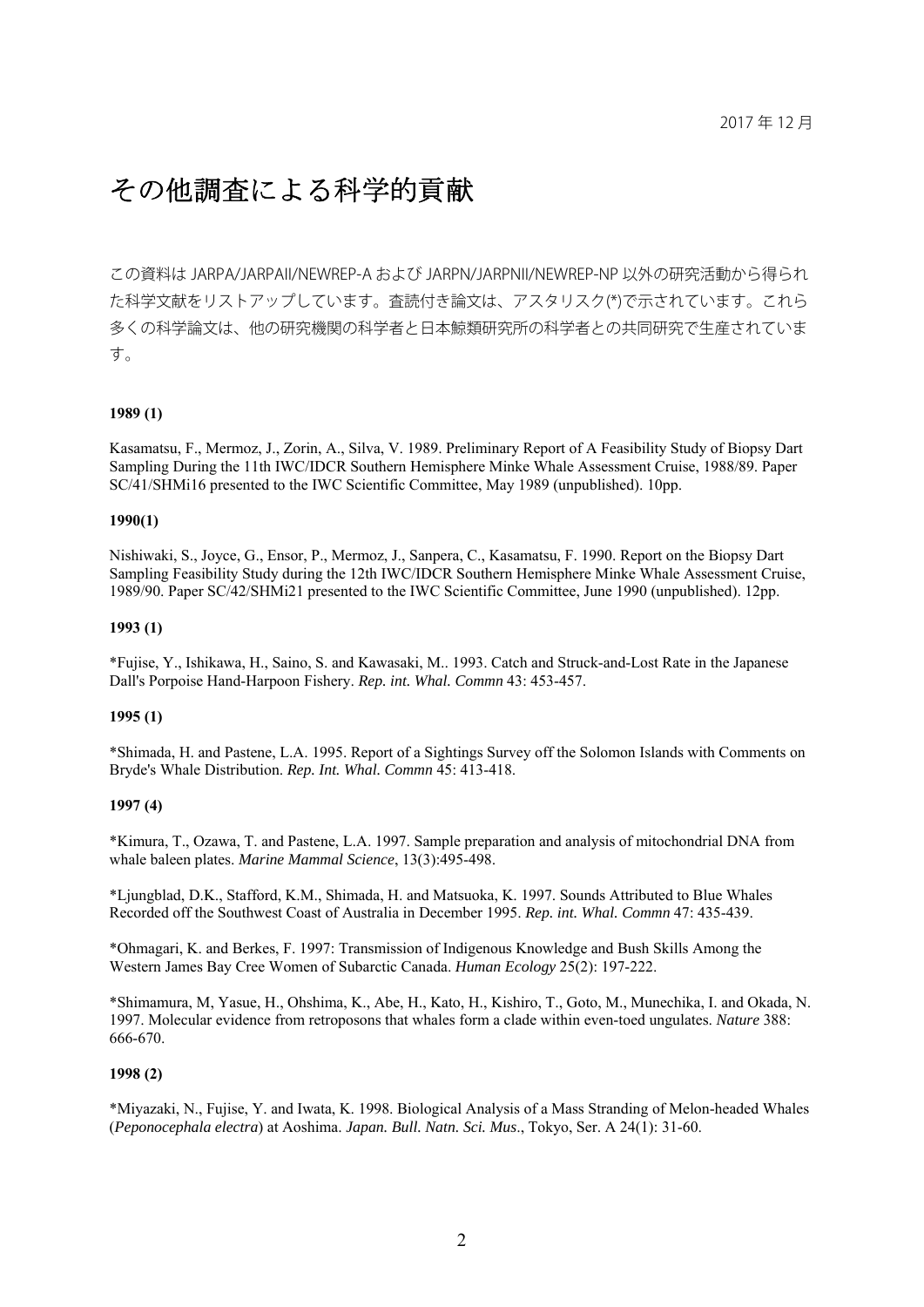2017 年 12 月

# その他調査による科学的貢献

この資料は JARPA/JARPAII/NEWREP-A および JARPN/JARPNII/NEWREP-NP 以外の研究活動から得られた科学文献をリストアップしています。査読付き論文は、アスタリスク(*)で示されています。これら多くの科学論文は、他の研究機関の科学者と日本鯨類研究所の科学者との共同研究で生産されています。

**1989 (1)**

Kasamatsu, F., Mermoz, J., Zorin, A., Silva, V. 1989. Preliminary Report of A Feasibility Study of Biopsy Dart Sampling During the 11th IWC/IDCR Southern Hemisphere Minke Whale Assessment Cruise, 1988/89. Paper SC/41/SHMi16 presented to the IWC Scientific Committee, May 1989 (unpublished). 10pp.

**1990(1)**

Nishiwaki, S., Joyce, G., Ensor, P., Mermoz, J., Sanpera, C., Kasamatsu, F. 1990. Report on the Biopsy Dart Sampling Feasibility Study during the 12th IWC/IDCR Southern Hemisphere Minke Whale Assessment Cruise, 1989/90. Paper SC/42/SHMi21 presented to the IWC Scientific Committee, June 1990 (unpublished). 12pp.

**1993 (1)**

*Fujise, Y., Ishikawa, H., Saino, S. and Kawasaki, M.. 1993. Catch and Struck-and-Lost Rate in the Japanese Dall's Porpoise Hand-Harpoon Fishery. *Rep. int. Whal. Commn* 43: 453-457.

**1995 (1)**

*Shimada, H. and Pastene, L.A. 1995. Report of a Sightings Survey off the Solomon Islands with Comments on Bryde's Whale Distribution. *Rep. Int. Whal. Commn* 45: 413-418.

**1997 (4)**

*Kimura, T., Ozawa, T. and Pastene, L.A. 1997. Sample preparation and analysis of mitochondrial DNA from whale baleen plates. *Marine Mammal Science*, 13(3):495-498.

*Ljungblad, D.K., Stafford, K.M., Shimada, H. and Matsuoka, K. 1997. Sounds Attributed to Blue Whales Recorded off the Southwest Coast of Australia in December 1995. *Rep. int. Whal. Commn* 47: 435-439.

*Ohmagari, K. and Berkes, F. 1997: Transmission of Indigenous Knowledge and Bush Skills Among the Western James Bay Cree Women of Subarctic Canada. *Human Ecology* 25(2): 197-222.

*Shimamura, M, Yasue, H., Ohshima, K., Abe, H., Kato, H., Kishiro, T., Goto, M., Munechika, I. and Okada, N. 1997. Molecular evidence from retroposons that whales form a clade within even-toed ungulates. *Nature* 388: 666-670.

**1998 (2)**

*Miyazaki, N., Fujise, Y. and Iwata, K. 1998. Biological Analysis of a Mass Stranding of Melon-headed Whales (*Peponocephala electra*) at Aoshima. *Japan. Bull. Natn. Sci. Mus*., Tokyo, Ser. A 24(1): 31-60.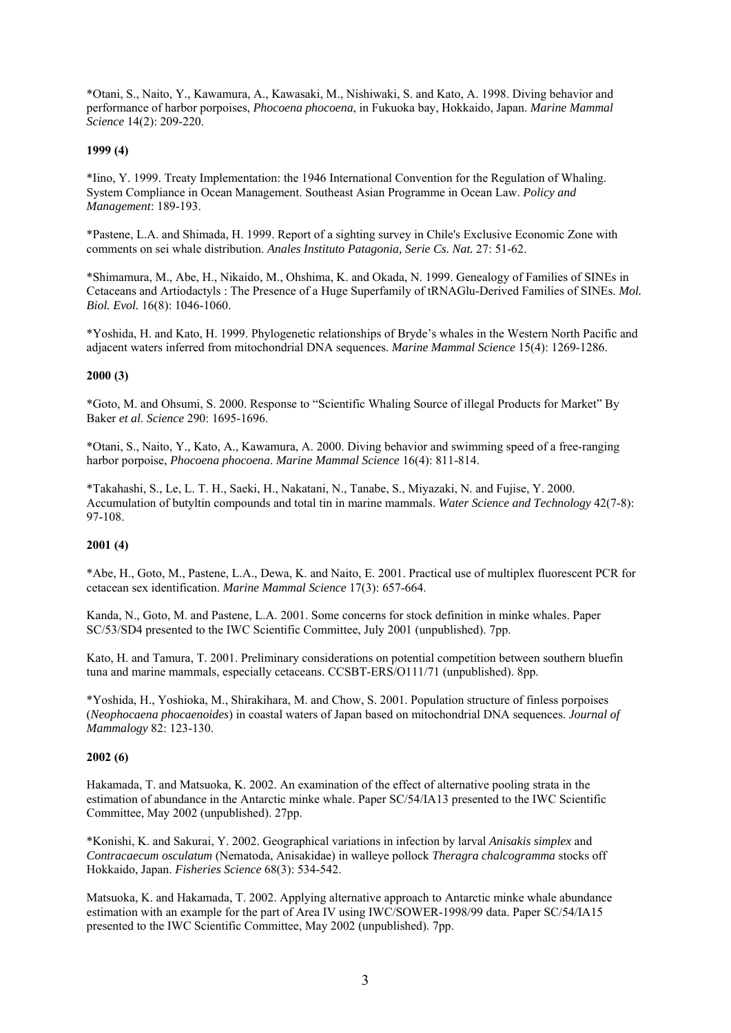*Otani, S., Naito, Y., Kawamura, A., Kawasaki, M., Nishiwaki, S. and Kato, A. 1998. Diving behavior and performance of harbor porpoises, *Phocoena phocoena*, in Fukuoka bay, Hokkaido, Japan. *Marine Mammal Science* 14(2): 209-220.

**1999 (4)**

*Iino, Y. 1999. Treaty Implementation: the 1946 International Convention for the Regulation of Whaling. System Compliance in Ocean Management. Southeast Asian Programme in Ocean Law. *Policy and Management*: 189-193.

*Pastene, L.A. and Shimada, H. 1999. Report of a sighting survey in Chile's Exclusive Economic Zone with comments on sei whale distribution. *Anales Instituto Patagonia, Serie Cs. Nat.* 27: 51-62.

*Shimamura, M., Abe, H., Nikaido, M., Ohshima, K. and Okada, N. 1999. Genealogy of Families of SINEs in Cetaceans and Artiodactyls : The Presence of a Huge Superfamily of tRNAGlu-Derived Families of SINEs. *Mol. Biol. Evol.* 16(8): 1046-1060.

*Yoshida, H. and Kato, H. 1999. Phylogenetic relationships of Bryde's whales in the Western North Pacific and adjacent waters inferred from mitochondrial DNA sequences. *Marine Mammal Science* 15(4): 1269-1286.

**2000 (3)**

*Goto, M. and Ohsumi, S. 2000. Response to "Scientific Whaling Source of illegal Products for Market" By Baker *et al*. *Science* 290: 1695-1696.

*Otani, S., Naito, Y., Kato, A., Kawamura, A. 2000. Diving behavior and swimming speed of a free-ranging harbor porpoise, *Phocoena phocoena*. *Marine Mammal Science* 16(4): 811-814.

*Takahashi, S., Le, L. T. H., Saeki, H., Nakatani, N., Tanabe, S., Miyazaki, N. and Fujise, Y. 2000. Accumulation of butyltin compounds and total tin in marine mammals. *Water Science and Technology* 42(7-8): 97-108.

**2001 (4)**

*Abe, H., Goto, M., Pastene, L.A., Dewa, K. and Naito, E. 2001. Practical use of multiplex fluorescent PCR for cetacean sex identification. *Marine Mammal Science* 17(3): 657-664.

Kanda, N., Goto, M. and Pastene, L.A. 2001. Some concerns for stock definition in minke whales. Paper SC/53/SD4 presented to the IWC Scientific Committee, July 2001 (unpublished). 7pp.

Kato, H. and Tamura, T. 2001. Preliminary considerations on potential competition between southern bluefin tuna and marine mammals, especially cetaceans. CCSBT-ERS/O111/71 (unpublished). 8pp.

*Yoshida, H., Yoshioka, M., Shirakihara, M. and Chow, S. 2001. Population structure of finless porpoises (*Neophocaena phocaenoides*) in coastal waters of Japan based on mitochondrial DNA sequences. *Journal of Mammalogy* 82: 123-130.

**2002 (6)**

Hakamada, T. and Matsuoka, K. 2002. An examination of the effect of alternative pooling strata in the estimation of abundance in the Antarctic minke whale. Paper SC/54/IA13 presented to the IWC Scientific Committee, May 2002 (unpublished). 27pp.

*Konishi, K. and Sakurai, Y. 2002. Geographical variations in infection by larval *Anisakis simplex* and *Contracaecum osculatum* (Nematoda, Anisakidae) in walleye pollock *Theragra chalcogramma* stocks off Hokkaido, Japan. *Fisheries Science* 68(3): 534-542.

Matsuoka, K. and Hakamada, T. 2002. Applying alternative approach to Antarctic minke whale abundance estimation with an example for the part of Area IV using IWC/SOWER-1998/99 data. Paper SC/54/IA15 presented to the IWC Scientific Committee, May 2002 (unpublished). 7pp.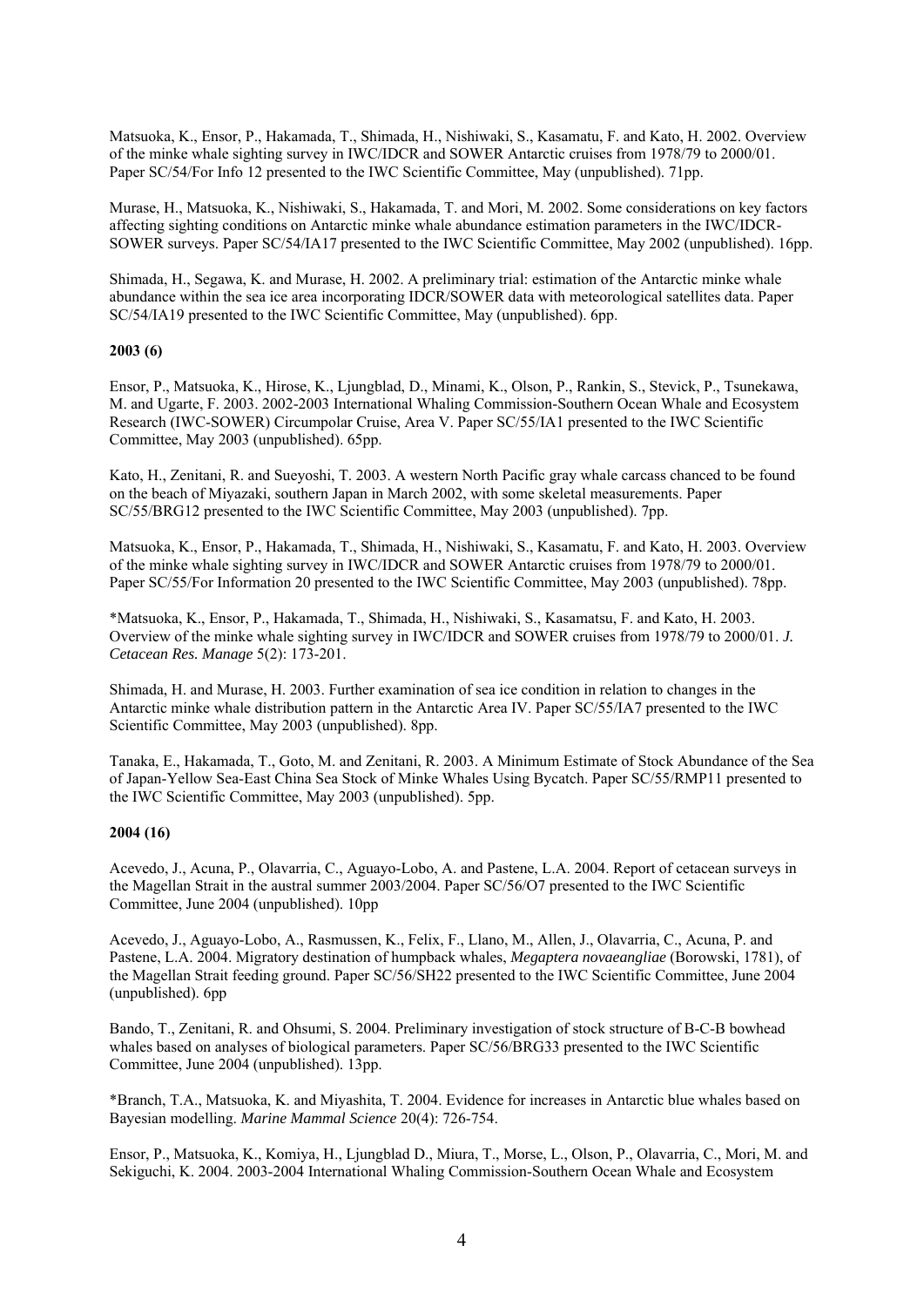Matsuoka, K., Ensor, P., Hakamada, T., Shimada, H., Nishiwaki, S., Kasamatu, F. and Kato, H. 2002. Overview of the minke whale sighting survey in IWC/IDCR and SOWER Antarctic cruises from 1978/79 to 2000/01. Paper SC/54/For Info 12 presented to the IWC Scientific Committee, May (unpublished). 71pp.

Murase, H., Matsuoka, K., Nishiwaki, S., Hakamada, T. and Mori, M. 2002. Some considerations on key factors affecting sighting conditions on Antarctic minke whale abundance estimation parameters in the IWC/IDCR-SOWER surveys. Paper SC/54/IA17 presented to the IWC Scientific Committee, May 2002 (unpublished). 16pp.

Shimada, H., Segawa, K. and Murase, H. 2002. A preliminary trial: estimation of the Antarctic minke whale abundance within the sea ice area incorporating IDCR/SOWER data with meteorological satellites data. Paper SC/54/IA19 presented to the IWC Scientific Committee, May (unpublished). 6pp.

**2003 (6)**

Ensor, P., Matsuoka, K., Hirose, K., Ljungblad, D., Minami, K., Olson, P., Rankin, S., Stevick, P., Tsunekawa, M. and Ugarte, F. 2003. 2002-2003 International Whaling Commission-Southern Ocean Whale and Ecosystem Research (IWC-SOWER) Circumpolar Cruise, Area V. Paper SC/55/IA1 presented to the IWC Scientific Committee, May 2003 (unpublished). 65pp.

Kato, H., Zenitani, R. and Sueyoshi, T. 2003. A western North Pacific gray whale carcass chanced to be found on the beach of Miyazaki, southern Japan in March 2002, with some skeletal measurements. Paper SC/55/BRG12 presented to the IWC Scientific Committee, May 2003 (unpublished). 7pp.

Matsuoka, K., Ensor, P., Hakamada, T., Shimada, H., Nishiwaki, S., Kasamatu, F. and Kato, H. 2003. Overview of the minke whale sighting survey in IWC/IDCR and SOWER Antarctic cruises from 1978/79 to 2000/01. Paper SC/55/For Information 20 presented to the IWC Scientific Committee, May 2003 (unpublished). 78pp.

*Matsuoka, K., Ensor, P., Hakamada, T., Shimada, H., Nishiwaki, S., Kasamatsu, F. and Kato, H. 2003. Overview of the minke whale sighting survey in IWC/IDCR and SOWER cruises from 1978/79 to 2000/01. *J. Cetacean Res. Manage* 5(2): 173-201.

Shimada, H. and Murase, H. 2003. Further examination of sea ice condition in relation to changes in the Antarctic minke whale distribution pattern in the Antarctic Area IV. Paper SC/55/IA7 presented to the IWC Scientific Committee, May 2003 (unpublished). 8pp.

Tanaka, E., Hakamada, T., Goto, M. and Zenitani, R. 2003. A Minimum Estimate of Stock Abundance of the Sea of Japan-Yellow Sea-East China Sea Stock of Minke Whales Using Bycatch. Paper SC/55/RMP11 presented to the IWC Scientific Committee, May 2003 (unpublished). 5pp.

**2004 (16)**

Acevedo, J., Acuna, P., Olavarria, C., Aguayo-Lobo, A. and Pastene, L.A. 2004. Report of cetacean surveys in the Magellan Strait in the austral summer 2003/2004. Paper SC/56/O7 presented to the IWC Scientific Committee, June 2004 (unpublished). 10pp

Acevedo, J., Aguayo-Lobo, A., Rasmussen, K., Felix, F., Llano, M., Allen, J., Olavarria, C., Acuna, P. and Pastene, L.A. 2004. Migratory destination of humpback whales, *Megaptera novaeangliae* (Borowski, 1781), of the Magellan Strait feeding ground. Paper SC/56/SH22 presented to the IWC Scientific Committee, June 2004 (unpublished). 6pp

Bando, T., Zenitani, R. and Ohsumi, S. 2004. Preliminary investigation of stock structure of B-C-B bowhead whales based on analyses of biological parameters. Paper SC/56/BRG33 presented to the IWC Scientific Committee, June 2004 (unpublished). 13pp.

*Branch, T.A., Matsuoka, K. and Miyashita, T. 2004. Evidence for increases in Antarctic blue whales based on Bayesian modelling. *Marine Mammal Science* 20(4): 726-754.

Ensor, P., Matsuoka, K., Komiya, H., Ljungblad D., Miura, T., Morse, L., Olson, P., Olavarria, C., Mori, M. and Sekiguchi, K. 2004. 2003-2004 International Whaling Commission-Southern Ocean Whale and Ecosystem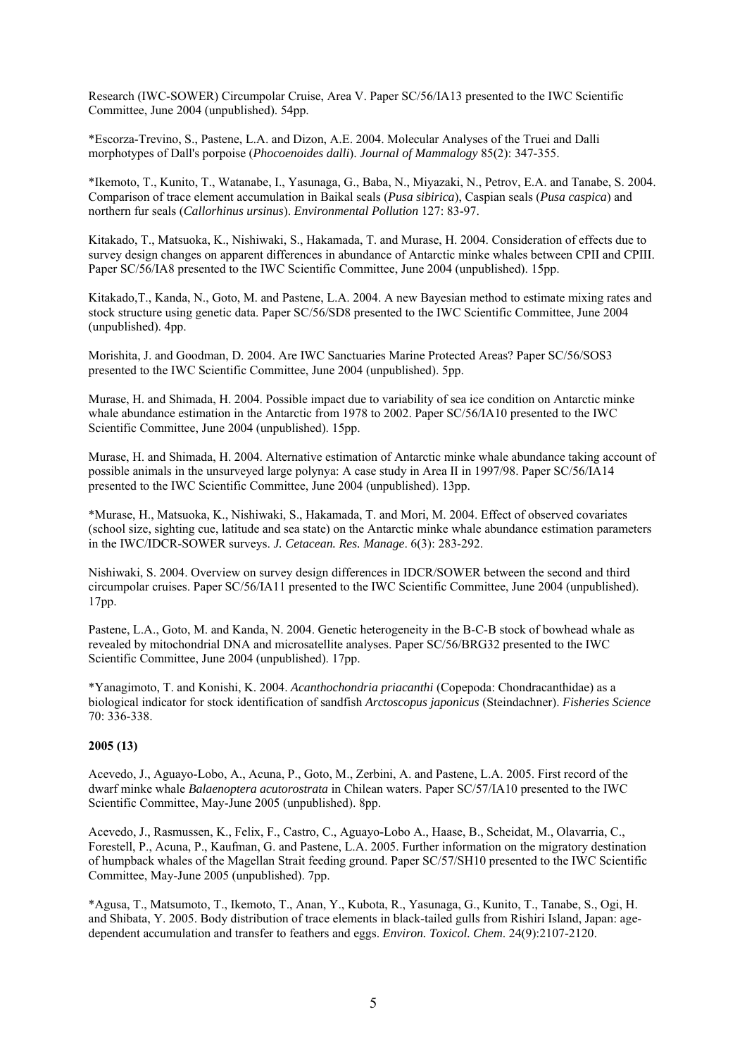Research (IWC-SOWER) Circumpolar Cruise, Area V. Paper SC/56/IA13 presented to the IWC Scientific Committee, June 2004 (unpublished). 54pp.

*Escorza-Trevino, S., Pastene, L.A. and Dizon, A.E. 2004. Molecular Analyses of the Truei and Dalli morphotypes of Dall's porpoise (*Phocoenoides dalli*). *Journal of Mammalogy* 85(2): 347-355.

*Ikemoto, T., Kunito, T., Watanabe, I., Yasunaga, G., Baba, N., Miyazaki, N., Petrov, E.A. and Tanabe, S. 2004. Comparison of trace element accumulation in Baikal seals (*Pusa sibirica*), Caspian seals (*Pusa caspica*) and northern fur seals (*Callorhinus ursinus*). *Environmental Pollution* 127: 83-97.

Kitakado, T., Matsuoka, K., Nishiwaki, S., Hakamada, T. and Murase, H. 2004. Consideration of effects due to survey design changes on apparent differences in abundance of Antarctic minke whales between CPII and CPIII. Paper SC/56/IA8 presented to the IWC Scientific Committee, June 2004 (unpublished). 15pp.

Kitakado,T., Kanda, N., Goto, M. and Pastene, L.A. 2004. A new Bayesian method to estimate mixing rates and stock structure using genetic data. Paper SC/56/SD8 presented to the IWC Scientific Committee, June 2004 (unpublished). 4pp.

Morishita, J. and Goodman, D. 2004. Are IWC Sanctuaries Marine Protected Areas? Paper SC/56/SOS3 presented to the IWC Scientific Committee, June 2004 (unpublished). 5pp.

Murase, H. and Shimada, H. 2004. Possible impact due to variability of sea ice condition on Antarctic minke whale abundance estimation in the Antarctic from 1978 to 2002. Paper SC/56/IA10 presented to the IWC Scientific Committee, June 2004 (unpublished). 15pp.

Murase, H. and Shimada, H. 2004. Alternative estimation of Antarctic minke whale abundance taking account of possible animals in the unsurveyed large polynya: A case study in Area II in 1997/98. Paper SC/56/IA14 presented to the IWC Scientific Committee, June 2004 (unpublished). 13pp.

*Murase, H., Matsuoka, K., Nishiwaki, S., Hakamada, T. and Mori, M. 2004. Effect of observed covariates (school size, sighting cue, latitude and sea state) on the Antarctic minke whale abundance estimation parameters in the IWC/IDCR-SOWER surveys. *J. Cetacean. Res. Manage*. 6(3): 283-292.

Nishiwaki, S. 2004. Overview on survey design differences in IDCR/SOWER between the second and third circumpolar cruises. Paper SC/56/IA11 presented to the IWC Scientific Committee, June 2004 (unpublished). 17pp.

Pastene, L.A., Goto, M. and Kanda, N. 2004. Genetic heterogeneity in the B-C-B stock of bowhead whale as revealed by mitochondrial DNA and microsatellite analyses. Paper SC/56/BRG32 presented to the IWC Scientific Committee, June 2004 (unpublished). 17pp.

*Yanagimoto, T. and Konishi, K. 2004. *Acanthochondria priacanthi* (Copepoda: Chondracanthidae) as a biological indicator for stock identification of sandfish *Arctoscopus japonicus* (Steindachner). *Fisheries Science* 70: 336-338.

**2005 (13)**

Acevedo, J., Aguayo-Lobo, A., Acuna, P., Goto, M., Zerbini, A. and Pastene, L.A. 2005. First record of the dwarf minke whale *Balaenoptera acutorostrata* in Chilean waters. Paper SC/57/IA10 presented to the IWC Scientific Committee, May-June 2005 (unpublished). 8pp.

Acevedo, J., Rasmussen, K., Felix, F., Castro, C., Aguayo-Lobo A., Haase, B., Scheidat, M., Olavarria, C., Forestell, P., Acuna, P., Kaufman, G. and Pastene, L.A. 2005. Further information on the migratory destination of humpback whales of the Magellan Strait feeding ground. Paper SC/57/SH10 presented to the IWC Scientific Committee, May-June 2005 (unpublished). 7pp.

*Agusa, T., Matsumoto, T., Ikemoto, T., Anan, Y., Kubota, R., Yasunaga, G., Kunito, T., Tanabe, S., Ogi, H. and Shibata, Y. 2005. Body distribution of trace elements in black-tailed gulls from Rishiri Island, Japan: age-dependent accumulation and transfer to feathers and eggs. *Environ. Toxicol. Chem*. 24(9):2107-2120.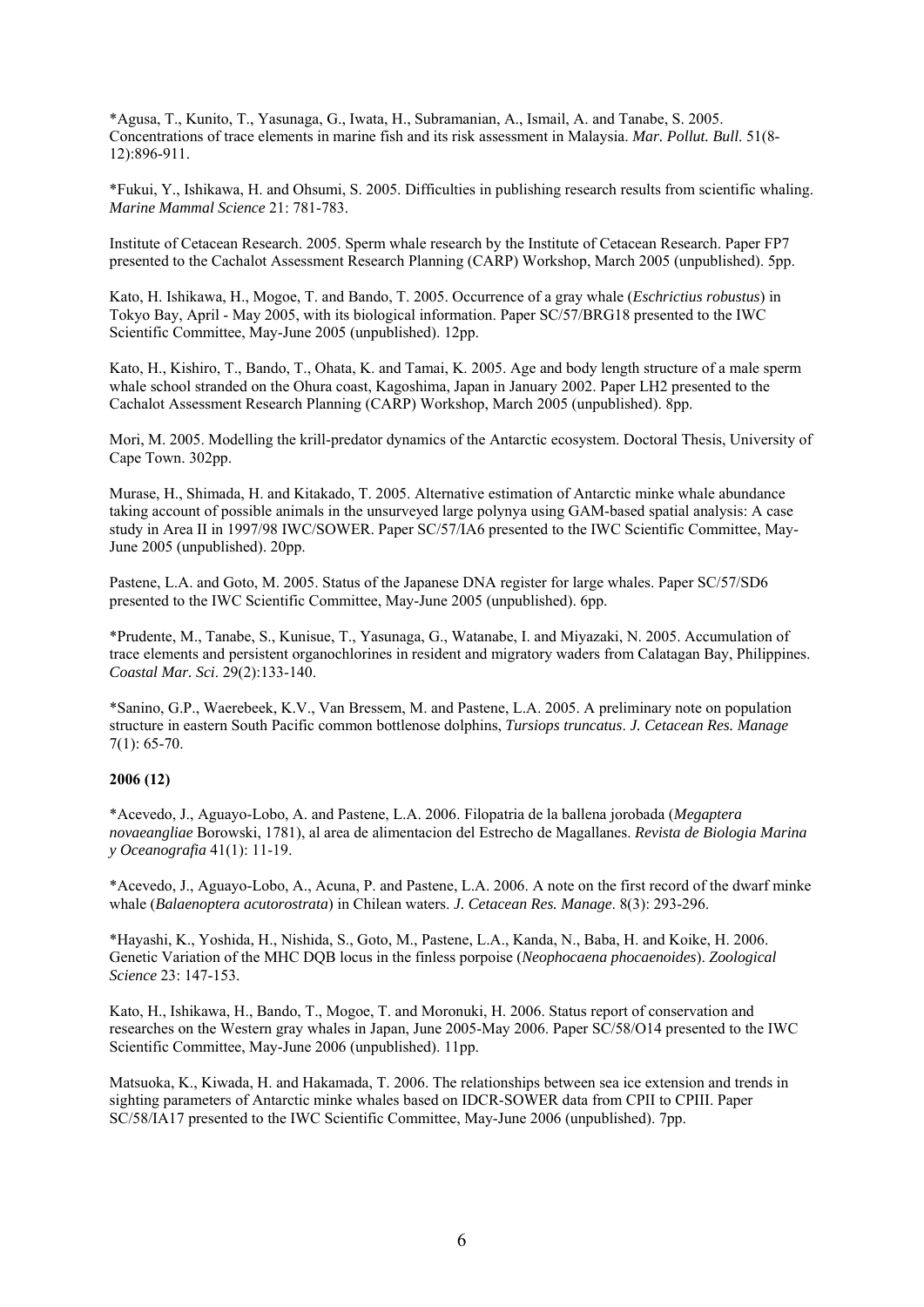*Agusa, T., Kunito, T., Yasunaga, G., Iwata, H., Subramanian, A., Ismail, A. and Tanabe, S. 2005. Concentrations of trace elements in marine fish and its risk assessment in Malaysia. *Mar. Pollut. Bull*. 51(8-12):896-911.

*Fukui, Y., Ishikawa, H. and Ohsumi, S. 2005. Difficulties in publishing research results from scientific whaling. *Marine Mammal Science* 21: 781-783.

Institute of Cetacean Research. 2005. Sperm whale research by the Institute of Cetacean Research. Paper FP7 presented to the Cachalot Assessment Research Planning (CARP) Workshop, March 2005 (unpublished). 5pp.

Kato, H. Ishikawa, H., Mogoe, T. and Bando, T. 2005. Occurrence of a gray whale (*Eschrictius robustus*) in Tokyo Bay, April - May 2005, with its biological information. Paper SC/57/BRG18 presented to the IWC Scientific Committee, May-June 2005 (unpublished). 12pp.

Kato, H., Kishiro, T., Bando, T., Ohata, K. and Tamai, K. 2005. Age and body length structure of a male sperm whale school stranded on the Ohura coast, Kagoshima, Japan in January 2002. Paper LH2 presented to the Cachalot Assessment Research Planning (CARP) Workshop, March 2005 (unpublished). 8pp.

Mori, M. 2005. Modelling the krill-predator dynamics of the Antarctic ecosystem. Doctoral Thesis, University of Cape Town. 302pp.

Murase, H., Shimada, H. and Kitakado, T. 2005. Alternative estimation of Antarctic minke whale abundance taking account of possible animals in the unsurveyed large polynya using GAM-based spatial analysis: A case study in Area II in 1997/98 IWC/SOWER. Paper SC/57/IA6 presented to the IWC Scientific Committee, May-June 2005 (unpublished). 20pp.

Pastene, L.A. and Goto, M. 2005. Status of the Japanese DNA register for large whales. Paper SC/57/SD6 presented to the IWC Scientific Committee, May-June 2005 (unpublished). 6pp.

*Prudente, M., Tanabe, S., Kunisue, T., Yasunaga, G., Watanabe, I. and Miyazaki, N. 2005. Accumulation of trace elements and persistent organochlorines in resident and migratory waders from Calatagan Bay, Philippines. *Coastal Mar. Sci*. 29(2):133-140.

*Sanino, G.P., Waerebeek, K.V., Van Bressem, M. and Pastene, L.A. 2005. A preliminary note on population structure in eastern South Pacific common bottlenose dolphins, *Tursiops truncatus*. *J. Cetacean Res. Manage* 7(1): 65-70.

**2006 (12)**

*Acevedo, J., Aguayo-Lobo, A. and Pastene, L.A. 2006. Filopatria de la ballena jorobada (*Megaptera novaeangliae* Borowski, 1781), al area de alimentacion del Estrecho de Magallanes. *Revista de Biologia Marina y Oceanografia* 41(1): 11-19.

*Acevedo, J., Aguayo-Lobo, A., Acuna, P. and Pastene, L.A. 2006. A note on the first record of the dwarf minke whale (*Balaenoptera acutorostrata*) in Chilean waters. *J. Cetacean Res. Manage*. 8(3): 293-296.

*Hayashi, K., Yoshida, H., Nishida, S., Goto, M., Pastene, L.A., Kanda, N., Baba, H. and Koike, H. 2006. Genetic Variation of the MHC DQB locus in the finless porpoise (*Neophocaena phocaenoides*). *Zoological Science* 23: 147-153.

Kato, H., Ishikawa, H., Bando, T., Mogoe, T. and Moronuki, H. 2006. Status report of conservation and researches on the Western gray whales in Japan, June 2005-May 2006. Paper SC/58/O14 presented to the IWC Scientific Committee, May-June 2006 (unpublished). 11pp.

Matsuoka, K., Kiwada, H. and Hakamada, T. 2006. The relationships between sea ice extension and trends in sighting parameters of Antarctic minke whales based on IDCR-SOWER data from CPII to CPIII. Paper SC/58/IA17 presented to the IWC Scientific Committee, May-June 2006 (unpublished). 7pp.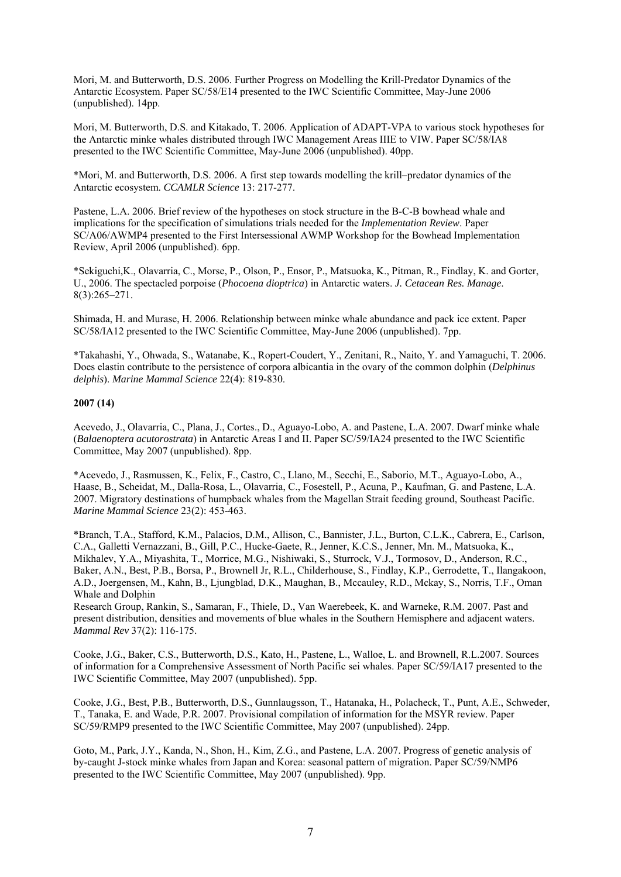Mori, M. and Butterworth, D.S. 2006. Further Progress on Modelling the Krill-Predator Dynamics of the Antarctic Ecosystem. Paper SC/58/E14 presented to the IWC Scientific Committee, May-June 2006 (unpublished). 14pp.

Mori, M. Butterworth, D.S. and Kitakado, T. 2006. Application of ADAPT-VPA to various stock hypotheses for the Antarctic minke whales distributed through IWC Management Areas IIIE to VIW. Paper SC/58/IA8 presented to the IWC Scientific Committee, May-June 2006 (unpublished). 40pp.

*Mori, M. and Butterworth, D.S. 2006. A first step towards modelling the krill–predator dynamics of the Antarctic ecosystem. *CCAMLR Science* 13: 217-277.

Pastene, L.A. 2006. Brief review of the hypotheses on stock structure in the B-C-B bowhead whale and implications for the specification of simulations trials needed for the *Implementation Review*. Paper SC/A06/AWMP4 presented to the First Intersessional AWMP Workshop for the Bowhead Implementation Review, April 2006 (unpublished). 6pp.

*Sekiguchi,K., Olavarria, C., Morse, P., Olson, P., Ensor, P., Matsuoka, K., Pitman, R., Findlay, K. and Gorter, U., 2006. The spectacled porpoise (*Phocoena dioptrica*) in Antarctic waters. *J. Cetacean Res. Manage*. 8(3):265–271.

Shimada, H. and Murase, H. 2006. Relationship between minke whale abundance and pack ice extent. Paper SC/58/IA12 presented to the IWC Scientific Committee, May-June 2006 (unpublished). 7pp.

*Takahashi, Y., Ohwada, S., Watanabe, K., Ropert-Coudert, Y., Zenitani, R., Naito, Y. and Yamaguchi, T. 2006. Does elastin contribute to the persistence of corpora albicantia in the ovary of the common dolphin (*Delphinus delphis*). *Marine Mammal Science* 22(4): 819-830.

**2007 (14)**

Acevedo, J., Olavarria, C., Plana, J., Cortes., D., Aguayo-Lobo, A. and Pastene, L.A. 2007. Dwarf minke whale (*Balaenoptera acutorostrata*) in Antarctic Areas I and II. Paper SC/59/IA24 presented to the IWC Scientific Committee, May 2007 (unpublished). 8pp.

*Acevedo, J., Rasmussen, K., Felix, F., Castro, C., Llano, M., Secchi, E., Saborio, M.T., Aguayo-Lobo, A., Haase, B., Scheidat, M., Dalla-Rosa, L., Olavarria, C., Fosestell, P., Acuna, P., Kaufman, G. and Pastene, L.A. 2007. Migratory destinations of humpback whales from the Magellan Strait feeding ground, Southeast Pacific. *Marine Mammal Science* 23(2): 453-463.

*Branch, T.A., Stafford, K.M., Palacios, D.M., Allison, C., Bannister, J.L., Burton, C.L.K., Cabrera, E., Carlson, C.A., Galletti Vernazzani, B., Gill, P.C., Hucke-Gaete, R., Jenner, K.C.S., Jenner, Mn. M., Matsuoka, K., Mikhalev, Y.A., Miyashita, T., Morrice, M.G., Nishiwaki, S., Sturrock, V.J., Tormosov, D., Anderson, R.C., Baker, A.N., Best, P.B., Borsa, P., Brownell Jr, R.L., Childerhouse, S., Findlay, K.P., Gerrodette, T., Ilangakoon, A.D., Joergensen, M., Kahn, B., Ljungblad, D.K., Maughan, B., Mccauley, R.D., Mckay, S., Norris, T.F., Oman Whale and Dolphin Research Group, Rankin, S., Samaran, F., Thiele, D., Van Waerebeek, K. and Warneke, R.M. 2007. Past and present distribution, densities and movements of blue whales in the Southern Hemisphere and adjacent waters. *Mammal Rev* 37(2): 116-175.

Cooke, J.G., Baker, C.S., Butterworth, D.S., Kato, H., Pastene, L., Walloe, L. and Brownell, R.L.2007. Sources of information for a Comprehensive Assessment of North Pacific sei whales. Paper SC/59/IA17 presented to the IWC Scientific Committee, May 2007 (unpublished). 5pp.

Cooke, J.G., Best, P.B., Butterworth, D.S., Gunnlaugsson, T., Hatanaka, H., Polacheck, T., Punt, A.E., Schweder, T., Tanaka, E. and Wade, P.R. 2007. Provisional compilation of information for the MSYR review. Paper SC/59/RMP9 presented to the IWC Scientific Committee, May 2007 (unpublished). 24pp.

Goto, M., Park, J.Y., Kanda, N., Shon, H., Kim, Z.G., and Pastene, L.A. 2007. Progress of genetic analysis of by-caught J-stock minke whales from Japan and Korea: seasonal pattern of migration. Paper SC/59/NMP6 presented to the IWC Scientific Committee, May 2007 (unpublished). 9pp.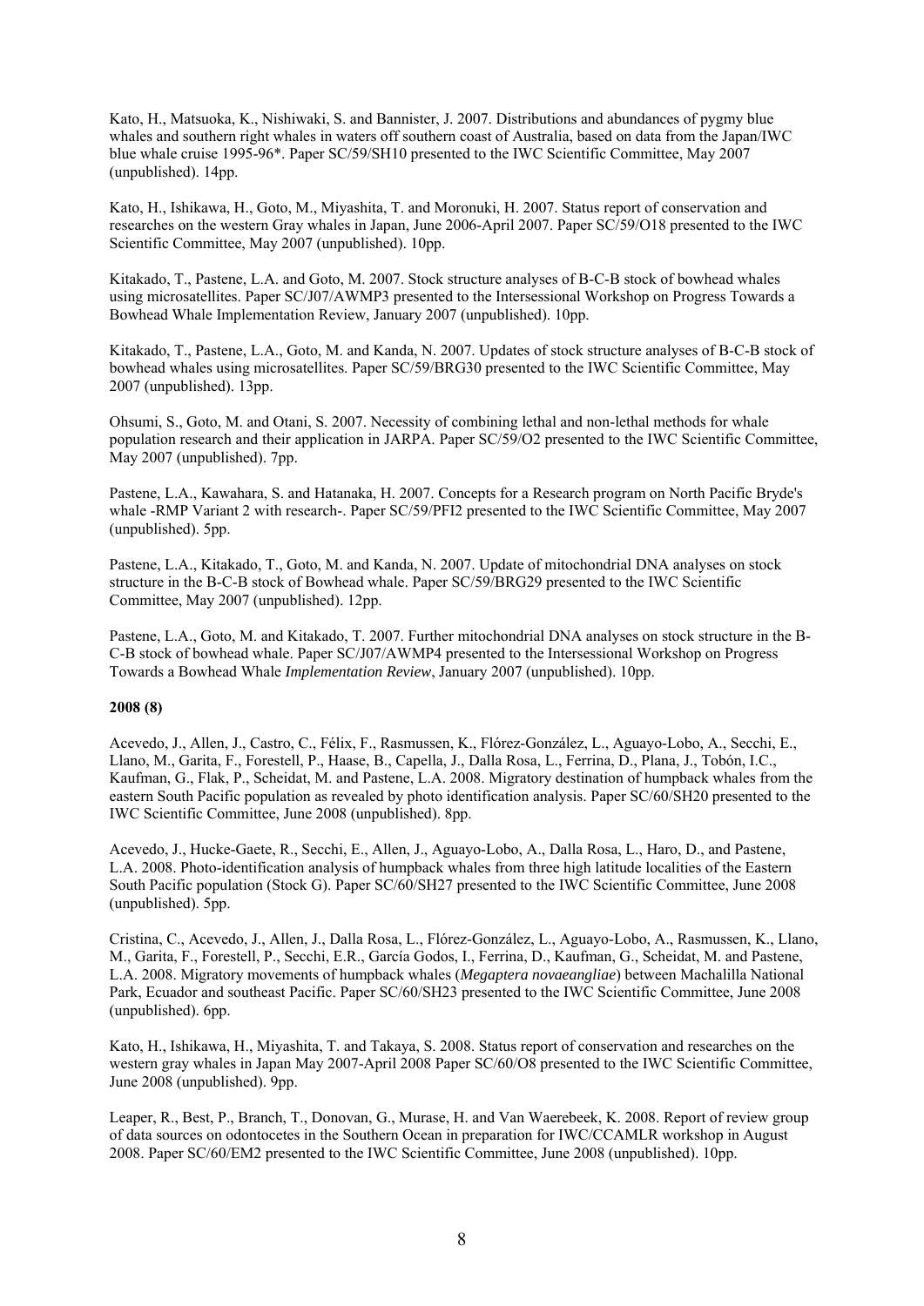Kato, H., Matsuoka, K., Nishiwaki, S. and Bannister, J. 2007. Distributions and abundances of pygmy blue whales and southern right whales in waters off southern coast of Australia, based on data from the Japan/IWC blue whale cruise 1995-96*. Paper SC/59/SH10 presented to the IWC Scientific Committee, May 2007 (unpublished). 14pp.

Kato, H., Ishikawa, H., Goto, M., Miyashita, T. and Moronuki, H. 2007. Status report of conservation and researches on the western Gray whales in Japan, June 2006-April 2007. Paper SC/59/O18 presented to the IWC Scientific Committee, May 2007 (unpublished). 10pp.

Kitakado, T., Pastene, L.A. and Goto, M. 2007. Stock structure analyses of B-C-B stock of bowhead whales using microsatellites. Paper SC/J07/AWMP3 presented to the Intersessional Workshop on Progress Towards a Bowhead Whale Implementation Review, January 2007 (unpublished). 10pp.

Kitakado, T., Pastene, L.A., Goto, M. and Kanda, N. 2007. Updates of stock structure analyses of B-C-B stock of bowhead whales using microsatellites. Paper SC/59/BRG30 presented to the IWC Scientific Committee, May 2007 (unpublished). 13pp.

Ohsumi, S., Goto, M. and Otani, S. 2007. Necessity of combining lethal and non-lethal methods for whale population research and their application in JARPA. Paper SC/59/O2 presented to the IWC Scientific Committee, May 2007 (unpublished). 7pp.

Pastene, L.A., Kawahara, S. and Hatanaka, H. 2007. Concepts for a Research program on North Pacific Bryde's whale -RMP Variant 2 with research-. Paper SC/59/PFI2 presented to the IWC Scientific Committee, May 2007 (unpublished). 5pp.

Pastene, L.A., Kitakado, T., Goto, M. and Kanda, N. 2007. Update of mitochondrial DNA analyses on stock structure in the B-C-B stock of Bowhead whale. Paper SC/59/BRG29 presented to the IWC Scientific Committee, May 2007 (unpublished). 12pp.

Pastene, L.A., Goto, M. and Kitakado, T. 2007. Further mitochondrial DNA analyses on stock structure in the B-C-B stock of bowhead whale. Paper SC/J07/AWMP4 presented to the Intersessional Workshop on Progress Towards a Bowhead Whale *Implementation Review*, January 2007 (unpublished). 10pp.

**2008 (8)**

Acevedo, J., Allen, J., Castro, C., Félix, F., Rasmussen, K., Flórez-González, L., Aguayo-Lobo, A., Secchi, E., Llano, M., Garita, F., Forestell, P., Haase, B., Capella, J., Dalla Rosa, L., Ferrina, D., Plana, J., Tobón, I.C., Kaufman, G., Flak, P., Scheidat, M. and Pastene, L.A. 2008. Migratory destination of humpback whales from the eastern South Pacific population as revealed by photo identification analysis. Paper SC/60/SH20 presented to the IWC Scientific Committee, June 2008 (unpublished). 8pp.

Acevedo, J., Hucke-Gaete, R., Secchi, E., Allen, J., Aguayo-Lobo, A., Dalla Rosa, L., Haro, D., and Pastene, L.A. 2008. Photo-identification analysis of humpback whales from three high latitude localities of the Eastern South Pacific population (Stock G). Paper SC/60/SH27 presented to the IWC Scientific Committee, June 2008 (unpublished). 5pp.

Cristina, C., Acevedo, J., Allen, J., Dalla Rosa, L., Flórez-González, L., Aguayo-Lobo, A., Rasmussen, K., Llano, M., Garita, F., Forestell, P., Secchi, E.R., García Godos, I., Ferrina, D., Kaufman, G., Scheidat, M. and Pastene, L.A. 2008. Migratory movements of humpback whales (*Megaptera novaeangliae*) between Machalilla National Park, Ecuador and southeast Pacific. Paper SC/60/SH23 presented to the IWC Scientific Committee, June 2008 (unpublished). 6pp.

Kato, H., Ishikawa, H., Miyashita, T. and Takaya, S. 2008. Status report of conservation and researches on the western gray whales in Japan May 2007-April 2008 Paper SC/60/O8 presented to the IWC Scientific Committee, June 2008 (unpublished). 9pp.

Leaper, R., Best, P., Branch, T., Donovan, G., Murase, H. and Van Waerebeek, K. 2008. Report of review group of data sources on odontocetes in the Southern Ocean in preparation for IWC/CCAMLR workshop in August 2008. Paper SC/60/EM2 presented to the IWC Scientific Committee, June 2008 (unpublished). 10pp.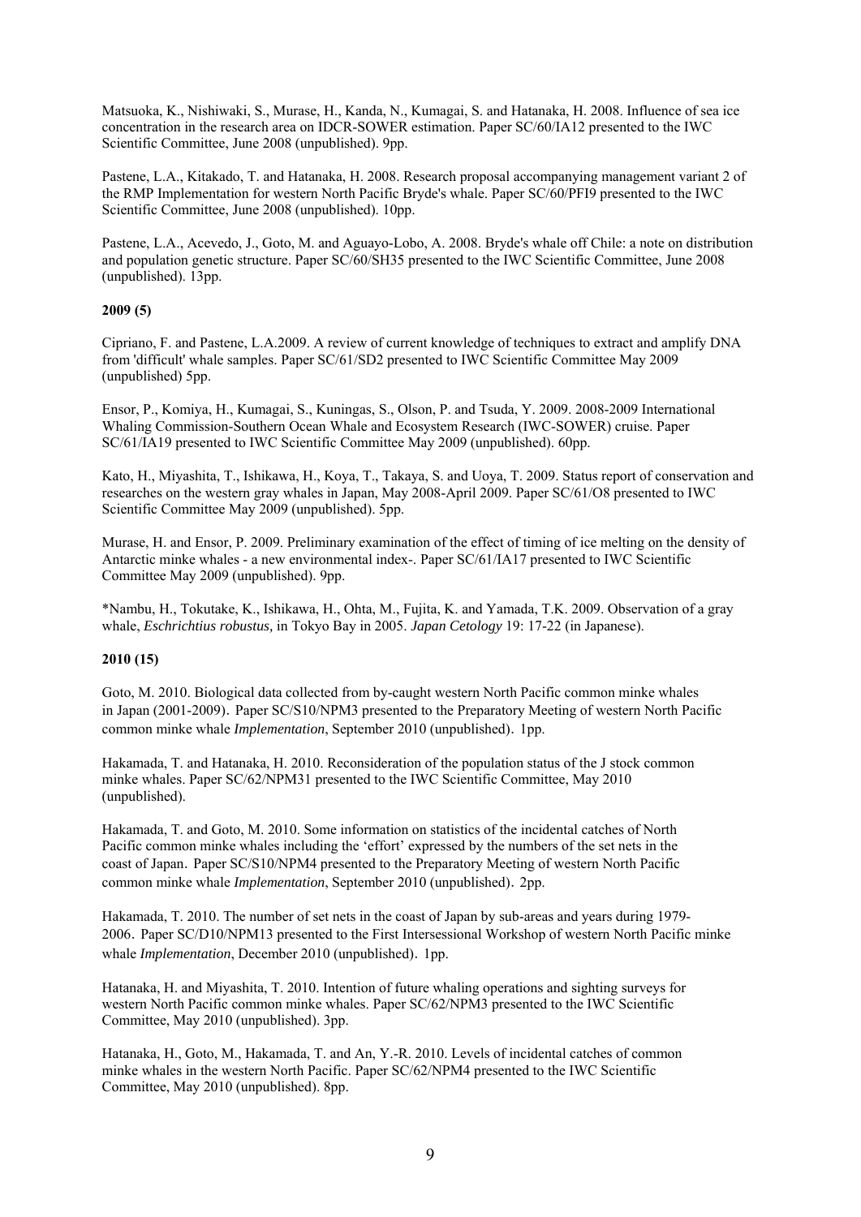Matsuoka, K., Nishiwaki, S., Murase, H., Kanda, N., Kumagai, S. and Hatanaka, H. 2008. Influence of sea ice concentration in the research area on IDCR-SOWER estimation. Paper SC/60/IA12 presented to the IWC Scientific Committee, June 2008 (unpublished). 9pp.

Pastene, L.A., Kitakado, T. and Hatanaka, H. 2008. Research proposal accompanying management variant 2 of the RMP Implementation for western North Pacific Bryde's whale. Paper SC/60/PFI9 presented to the IWC Scientific Committee, June 2008 (unpublished). 10pp.

Pastene, L.A., Acevedo, J., Goto, M. and Aguayo-Lobo, A. 2008. Bryde's whale off Chile: a note on distribution and population genetic structure. Paper SC/60/SH35 presented to the IWC Scientific Committee, June 2008 (unpublished). 13pp.

**2009 (5)**

Cipriano, F. and Pastene, L.A.2009. A review of current knowledge of techniques to extract and amplify DNA from 'difficult' whale samples. Paper SC/61/SD2 presented to IWC Scientific Committee May 2009 (unpublished) 5pp.

Ensor, P., Komiya, H., Kumagai, S., Kuningas, S., Olson, P. and Tsuda, Y. 2009. 2008-2009 International Whaling Commission-Southern Ocean Whale and Ecosystem Research (IWC-SOWER) cruise. Paper SC/61/IA19 presented to IWC Scientific Committee May 2009 (unpublished). 60pp.

Kato, H., Miyashita, T., Ishikawa, H., Koya, T., Takaya, S. and Uoya, T. 2009. Status report of conservation and researches on the western gray whales in Japan, May 2008-April 2009. Paper SC/61/O8 presented to IWC Scientific Committee May 2009 (unpublished). 5pp.

Murase, H. and Ensor, P. 2009. Preliminary examination of the effect of timing of ice melting on the density of Antarctic minke whales - a new environmental index-. Paper SC/61/IA17 presented to IWC Scientific Committee May 2009 (unpublished). 9pp.

*Nambu, H., Tokutake, K., Ishikawa, H., Ohta, M., Fujita, K. and Yamada, T.K. 2009. Observation of a gray whale, *Eschrichtius robustus,* in Tokyo Bay in 2005. *Japan Cetology* 19: 17-22 (in Japanese).

**2010 (15)**

Goto, M. 2010. Biological data collected from by-caught western North Pacific common minke whales in Japan (2001-2009). Paper SC/S10/NPM3 presented to the Preparatory Meeting of western North Pacific common minke whale *Implementation*, September 2010 (unpublished). 1pp.

Hakamada, T. and Hatanaka, H. 2010. Reconsideration of the population status of the J stock common minke whales. Paper SC/62/NPM31 presented to the IWC Scientific Committee, May 2010 (unpublished).

Hakamada, T. and Goto, M. 2010. Some information on statistics of the incidental catches of North Pacific common minke whales including the 'effort' expressed by the numbers of the set nets in the coast of Japan. Paper SC/S10/NPM4 presented to the Preparatory Meeting of western North Pacific common minke whale *Implementation*, September 2010 (unpublished). 2pp.

Hakamada, T. 2010. The number of set nets in the coast of Japan by sub-areas and years during 1979-2006. Paper SC/D10/NPM13 presented to the First Intersessional Workshop of western North Pacific minke whale *Implementation*, December 2010 (unpublished). 1pp.

Hatanaka, H. and Miyashita, T. 2010. Intention of future whaling operations and sighting surveys for western North Pacific common minke whales. Paper SC/62/NPM3 presented to the IWC Scientific Committee, May 2010 (unpublished). 3pp.

Hatanaka, H., Goto, M., Hakamada, T. and An, Y.-R. 2010. Levels of incidental catches of common minke whales in the western North Pacific. Paper SC/62/NPM4 presented to the IWC Scientific Committee, May 2010 (unpublished). 8pp.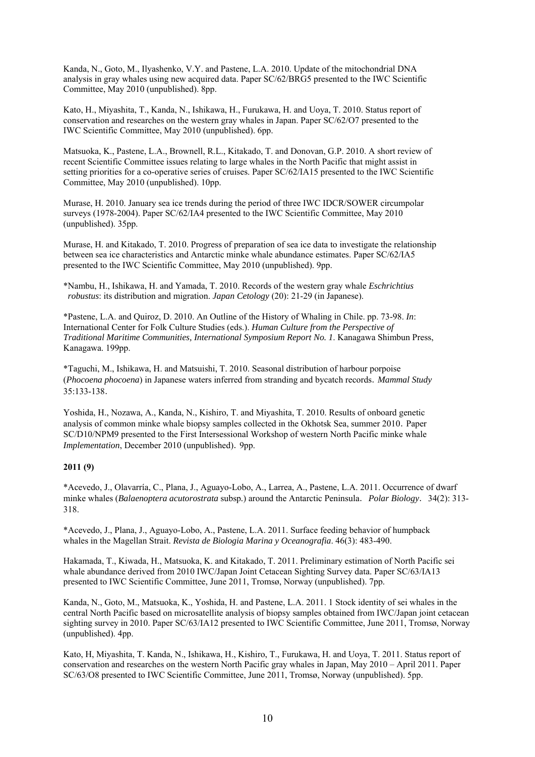Kanda, N., Goto, M., Ilyashenko, V.Y. and Pastene, L.A. 2010. Update of the mitochondrial DNA analysis in gray whales using new acquired data. Paper SC/62/BRG5 presented to the IWC Scientific Committee, May 2010 (unpublished). 8pp.

Kato, H., Miyashita, T., Kanda, N., Ishikawa, H., Furukawa, H. and Uoya, T. 2010. Status report of conservation and researches on the western gray whales in Japan. Paper SC/62/O7 presented to the IWC Scientific Committee, May 2010 (unpublished). 6pp.

Matsuoka, K., Pastene, L.A., Brownell, R.L., Kitakado, T. and Donovan, G.P. 2010. A short review of recent Scientific Committee issues relating to large whales in the North Pacific that might assist in setting priorities for a co-operative series of cruises. Paper SC/62/IA15 presented to the IWC Scientific Committee, May 2010 (unpublished). 10pp.

Murase, H. 2010. January sea ice trends during the period of three IWC IDCR/SOWER circumpolar surveys (1978-2004). Paper SC/62/IA4 presented to the IWC Scientific Committee, May 2010 (unpublished). 35pp.

Murase, H. and Kitakado, T. 2010. Progress of preparation of sea ice data to investigate the relationship between sea ice characteristics and Antarctic minke whale abundance estimates. Paper SC/62/IA5 presented to the IWC Scientific Committee, May 2010 (unpublished). 9pp.

*Nambu, H., Ishikawa, H. and Yamada, T. 2010. Records of the western gray whale *Eschrichtius robustus*: its distribution and migration. *Japan Cetology* (20): 21-29 (in Japanese).

*Pastene, L.A. and Quiroz, D. 2010. An Outline of the History of Whaling in Chile. pp. 73-98. *In*: International Center for Folk Culture Studies (eds.). *Human Culture from the Perspective of Traditional Maritime Communities, International Symposium Report No. 1.* Kanagawa Shimbun Press, Kanagawa. 199pp.

*Taguchi, M., Ishikawa, H. and Matsuishi, T. 2010. Seasonal distribution of harbour porpoise (*Phocoena phocoena*) in Japanese waters inferred from stranding and bycatch records. *Mammal Study* 35:133-138.

Yoshida, H., Nozawa, A., Kanda, N., Kishiro, T. and Miyashita, T. 2010. Results of onboard genetic analysis of common minke whale biopsy samples collected in the Okhotsk Sea, summer 2010. Paper SC/D10/NPM9 presented to the First Intersessional Workshop of western North Pacific minke whale *Implementation*, December 2010 (unpublished). 9pp.

**2011 (9)**

*Acevedo, J., Olavarría, C., Plana, J., Aguayo-Lobo, A., Larrea, A., Pastene, L.A. 2011. Occurrence of dwarf minke whales (*Balaenoptera acutorostrata* subsp.) around the Antarctic Peninsula. *Polar Biology*. 34(2): 313-318.

*Acevedo, J., Plana, J., Aguayo-Lobo, A., Pastene, L.A. 2011. Surface feeding behavior of humpback whales in the Magellan Strait. *Revista de Biologia Marina y Oceanografia*. 46(3): 483-490.

Hakamada, T., Kiwada, H., Matsuoka, K. and Kitakado, T. 2011. Preliminary estimation of North Pacific sei whale abundance derived from 2010 IWC/Japan Joint Cetacean Sighting Survey data. Paper SC/63/IA13 presented to IWC Scientific Committee, June 2011, Tromsø, Norway (unpublished). 7pp.

Kanda, N., Goto, M., Matsuoka, K., Yoshida, H. and Pastene, L.A. 2011. 1 Stock identity of sei whales in the central North Pacific based on microsatellite analysis of biopsy samples obtained from IWC/Japan joint cetacean sighting survey in 2010. Paper SC/63/IA12 presented to IWC Scientific Committee, June 2011, Tromsø, Norway (unpublished). 4pp.

Kato, H, Miyashita, T. Kanda, N., Ishikawa, H., Kishiro, T., Furukawa, H. and Uoya, T. 2011. Status report of conservation and researches on the western North Pacific gray whales in Japan, May 2010 – April 2011. Paper SC/63/O8 presented to IWC Scientific Committee, June 2011, Tromsø, Norway (unpublished). 5pp.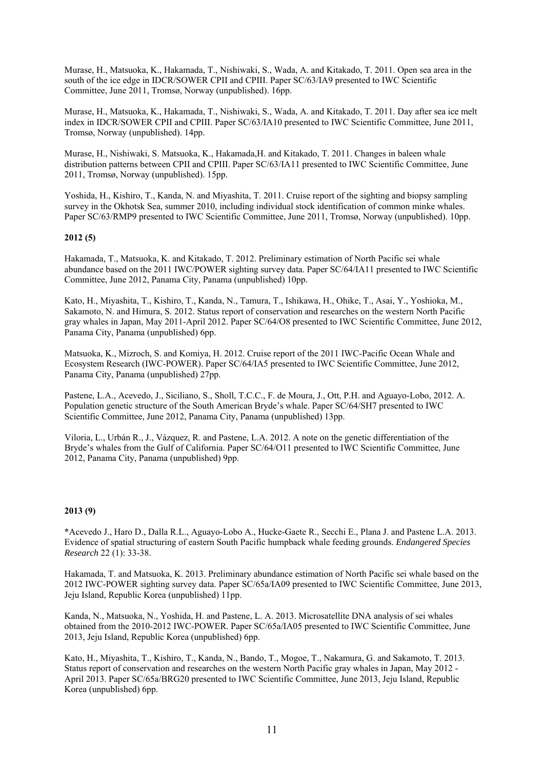Murase, H., Matsuoka, K., Hakamada, T., Nishiwaki, S., Wada, A. and Kitakado, T. 2011. Open sea area in the south of the ice edge in IDCR/SOWER CPII and CPIII. Paper SC/63/IA9 presented to IWC Scientific Committee, June 2011, Tromsø, Norway (unpublished). 16pp.

Murase, H., Matsuoka, K., Hakamada, T., Nishiwaki, S., Wada, A. and Kitakado, T. 2011. Day after sea ice melt index in IDCR/SOWER CPII and CPIII. Paper SC/63/IA10 presented to IWC Scientific Committee, June 2011, Tromsø, Norway (unpublished). 14pp.

Murase, H., Nishiwaki, S. Matsuoka, K., Hakamada,H. and Kitakado, T. 2011. Changes in baleen whale distribution patterns between CPII and CPIII. Paper SC/63/IA11 presented to IWC Scientific Committee, June 2011, Tromsø, Norway (unpublished). 15pp.

Yoshida, H., Kishiro, T., Kanda, N. and Miyashita, T. 2011. Cruise report of the sighting and biopsy sampling survey in the Okhotsk Sea, summer 2010, including individual stock identification of common minke whales. Paper SC/63/RMP9 presented to IWC Scientific Committee, June 2011, Tromsø, Norway (unpublished). 10pp.

**2012 (5)**

Hakamada, T., Matsuoka, K. and Kitakado, T. 2012. Preliminary estimation of North Pacific sei whale abundance based on the 2011 IWC/POWER sighting survey data. Paper SC/64/IA11 presented to IWC Scientific Committee, June 2012, Panama City, Panama (unpublished) 10pp.

Kato, H., Miyashita, T., Kishiro, T., Kanda, N., Tamura, T., Ishikawa, H., Ohike, T., Asai, Y., Yoshioka, M., Sakamoto, N. and Himura, S. 2012. Status report of conservation and researches on the western North Pacific gray whales in Japan, May 2011-April 2012. Paper SC/64/O8 presented to IWC Scientific Committee, June 2012, Panama City, Panama (unpublished) 6pp.

Matsuoka, K., Mizroch, S. and Komiya, H. 2012. Cruise report of the 2011 IWC-Pacific Ocean Whale and Ecosystem Research (IWC-POWER). Paper SC/64/IA5 presented to IWC Scientific Committee, June 2012, Panama City, Panama (unpublished) 27pp.

Pastene, L.A., Acevedo, J., Siciliano, S., Sholl, T.C.C., F. de Moura, J., Ott, P.H. and Aguayo-Lobo, 2012. A. Population genetic structure of the South American Bryde's whale. Paper SC/64/SH7 presented to IWC Scientific Committee, June 2012, Panama City, Panama (unpublished) 13pp.

Viloria, L., Urbán R., J., Vázquez, R. and Pastene, L.A. 2012. A note on the genetic differentiation of the Bryde's whales from the Gulf of California. Paper SC/64/O11 presented to IWC Scientific Committee, June 2012, Panama City, Panama (unpublished) 9pp.

**2013 (9)**

*Acevedo J., Haro D., Dalla R.L., Aguayo-Lobo A., Hucke-Gaete R., Secchi E., Plana J. and Pastene L.A. 2013. Evidence of spatial structuring of eastern South Pacific humpback whale feeding grounds. *Endangered Species Research* 22 (1): 33-38.

Hakamada, T. and Matsuoka, K. 2013. Preliminary abundance estimation of North Pacific sei whale based on the 2012 IWC-POWER sighting survey data. Paper SC/65a/IA09 presented to IWC Scientific Committee, June 2013, Jeju Island, Republic Korea (unpublished) 11pp.

Kanda, N., Matsuoka, N., Yoshida, H. and Pastene, L. A. 2013. Microsatellite DNA analysis of sei whales obtained from the 2010-2012 IWC-POWER. Paper SC/65a/IA05 presented to IWC Scientific Committee, June 2013, Jeju Island, Republic Korea (unpublished) 6pp.

Kato, H., Miyashita, T., Kishiro, T., Kanda, N., Bando, T., Mogoe, T., Nakamura, G. and Sakamoto, T. 2013. Status report of conservation and researches on the western North Pacific gray whales in Japan, May 2012 - April 2013. Paper SC/65a/BRG20 presented to IWC Scientific Committee, June 2013, Jeju Island, Republic Korea (unpublished) 6pp.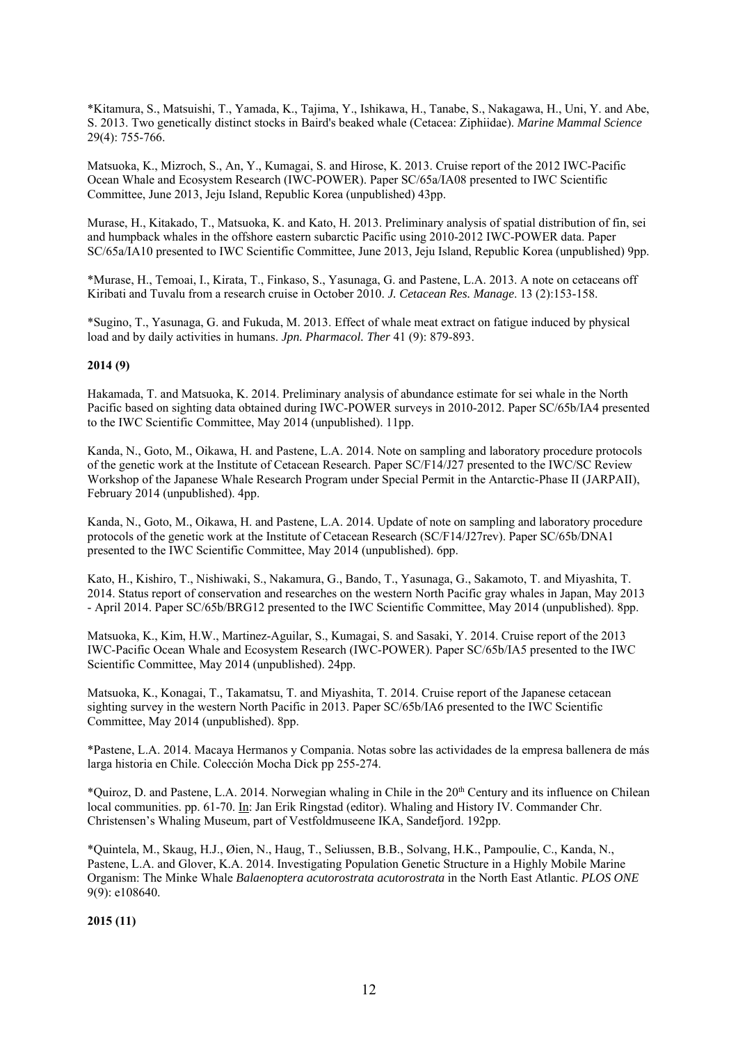*Kitamura, S., Matsuishi, T., Yamada, K., Tajima, Y., Ishikawa, H., Tanabe, S., Nakagawa, H., Uni, Y. and Abe, S. 2013. Two genetically distinct stocks in Baird's beaked whale (Cetacea: Ziphiidae). *Marine Mammal Science* 29(4): 755-766.

Matsuoka, K., Mizroch, S., An, Y., Kumagai, S. and Hirose, K. 2013. Cruise report of the 2012 IWC-Pacific Ocean Whale and Ecosystem Research (IWC-POWER). Paper SC/65a/IA08 presented to IWC Scientific Committee, June 2013, Jeju Island, Republic Korea (unpublished) 43pp.

Murase, H., Kitakado, T., Matsuoka, K. and Kato, H. 2013. Preliminary analysis of spatial distribution of fin, sei and humpback whales in the offshore eastern subarctic Pacific using 2010-2012 IWC-POWER data. Paper SC/65a/IA10 presented to IWC Scientific Committee, June 2013, Jeju Island, Republic Korea (unpublished) 9pp.

*Murase, H., Temoai, I., Kirata, T., Finkaso, S., Yasunaga, G. and Pastene, L.A. 2013. A note on cetaceans off Kiribati and Tuvalu from a research cruise in October 2010. *J. Cetacean Res. Manage*. 13 (2):153-158.

*Sugino, T., Yasunaga, G. and Fukuda, M. 2013. Effect of whale meat extract on fatigue induced by physical load and by daily activities in humans. *Jpn. Pharmacol. Ther* 41 (9): 879-893.

**2014 (9)**

Hakamada, T. and Matsuoka, K. 2014. Preliminary analysis of abundance estimate for sei whale in the North Pacific based on sighting data obtained during IWC-POWER surveys in 2010-2012. Paper SC/65b/IA4 presented to the IWC Scientific Committee, May 2014 (unpublished). 11pp.

Kanda, N., Goto, M., Oikawa, H. and Pastene, L.A. 2014. Note on sampling and laboratory procedure protocols of the genetic work at the Institute of Cetacean Research. Paper SC/F14/J27 presented to the IWC/SC Review Workshop of the Japanese Whale Research Program under Special Permit in the Antarctic-Phase II (JARPAII), February 2014 (unpublished). 4pp.

Kanda, N., Goto, M., Oikawa, H. and Pastene, L.A. 2014. Update of note on sampling and laboratory procedure protocols of the genetic work at the Institute of Cetacean Research (SC/F14/J27rev). Paper SC/65b/DNA1 presented to the IWC Scientific Committee, May 2014 (unpublished). 6pp.

Kato, H., Kishiro, T., Nishiwaki, S., Nakamura, G., Bando, T., Yasunaga, G., Sakamoto, T. and Miyashita, T. 2014. Status report of conservation and researches on the western North Pacific gray whales in Japan, May 2013 - April 2014. Paper SC/65b/BRG12 presented to the IWC Scientific Committee, May 2014 (unpublished). 8pp.

Matsuoka, K., Kim, H.W., Martinez-Aguilar, S., Kumagai, S. and Sasaki, Y. 2014. Cruise report of the 2013 IWC-Pacific Ocean Whale and Ecosystem Research (IWC-POWER). Paper SC/65b/IA5 presented to the IWC Scientific Committee, May 2014 (unpublished). 24pp.

Matsuoka, K., Konagai, T., Takamatsu, T. and Miyashita, T. 2014. Cruise report of the Japanese cetacean sighting survey in the western North Pacific in 2013. Paper SC/65b/IA6 presented to the IWC Scientific Committee, May 2014 (unpublished). 8pp.

*Pastene, L.A. 2014. Macaya Hermanos y Compania. Notas sobre las actividades de la empresa ballenera de más larga historia en Chile. Colección Mocha Dick pp 255-274.

*Quiroz, D. and Pastene, L.A. 2014. Norwegian whaling in Chile in the 20th Century and its influence on Chilean local communities. pp. 61-70. In: Jan Erik Ringstad (editor). Whaling and History IV. Commander Chr. Christensen's Whaling Museum, part of Vestfoldmuseene IKA, Sandefjord. 192pp.

*Quintela, M., Skaug, H.J., Øien, N., Haug, T., Seliussen, B.B., Solvang, H.K., Pampoulie, C., Kanda, N., Pastene, L.A. and Glover, K.A. 2014. Investigating Population Genetic Structure in a Highly Mobile Marine Organism: The Minke Whale *Balaenoptera acutorostrata acutorostrata* in the North East Atlantic. *PLOS ONE* 9(9): e108640.

**2015 (11)**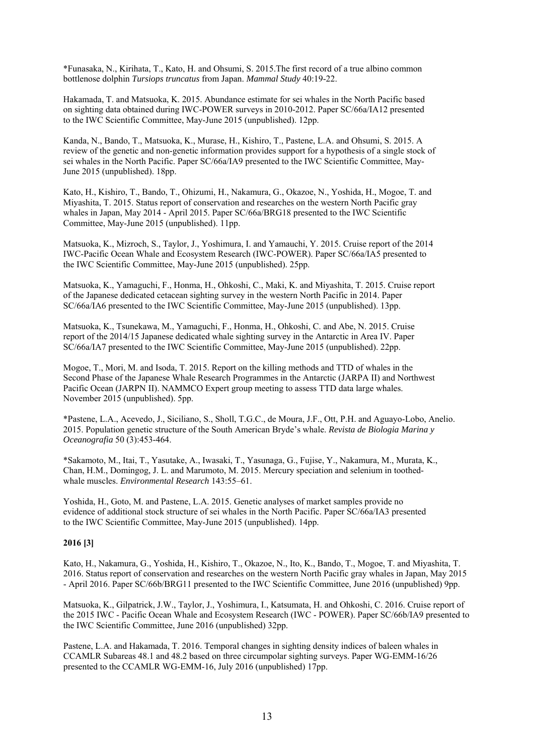*Funasaka, N., Kirihata, T., Kato, H. and Ohsumi, S. 2015.The first record of a true albino common bottlenose dolphin *Tursiops truncatus* from Japan. *Mammal Study* 40:19-22.

Hakamada, T. and Matsuoka, K. 2015. Abundance estimate for sei whales in the North Pacific based on sighting data obtained during IWC-POWER surveys in 2010-2012. Paper SC/66a/IA12 presented to the IWC Scientific Committee, May-June 2015 (unpublished). 12pp.

Kanda, N., Bando, T., Matsuoka, K., Murase, H., Kishiro, T., Pastene, L.A. and Ohsumi, S. 2015. A review of the genetic and non-genetic information provides support for a hypothesis of a single stock of sei whales in the North Pacific. Paper SC/66a/IA9 presented to the IWC Scientific Committee, May-June 2015 (unpublished). 18pp.

Kato, H., Kishiro, T., Bando, T., Ohizumi, H., Nakamura, G., Okazoe, N., Yoshida, H., Mogoe, T. and Miyashita, T. 2015. Status report of conservation and researches on the western North Pacific gray whales in Japan, May 2014 - April 2015. Paper SC/66a/BRG18 presented to the IWC Scientific Committee, May-June 2015 (unpublished). 11pp.

Matsuoka, K., Mizroch, S., Taylor, J., Yoshimura, I. and Yamauchi, Y. 2015. Cruise report of the 2014 IWC-Pacific Ocean Whale and Ecosystem Research (IWC-POWER). Paper SC/66a/IA5 presented to the IWC Scientific Committee, May-June 2015 (unpublished). 25pp.

Matsuoka, K., Yamaguchi, F., Honma, H., Ohkoshi, C., Maki, K. and Miyashita, T. 2015. Cruise report of the Japanese dedicated cetacean sighting survey in the western North Pacific in 2014. Paper SC/66a/IA6 presented to the IWC Scientific Committee, May-June 2015 (unpublished). 13pp.

Matsuoka, K., Tsunekawa, M., Yamaguchi, F., Honma, H., Ohkoshi, C. and Abe, N. 2015. Cruise report of the 2014/15 Japanese dedicated whale sighting survey in the Antarctic in Area IV. Paper SC/66a/IA7 presented to the IWC Scientific Committee, May-June 2015 (unpublished). 22pp.

Mogoe, T., Mori, M. and Isoda, T. 2015. Report on the killing methods and TTD of whales in the Second Phase of the Japanese Whale Research Programmes in the Antarctic (JARPA II) and Northwest Pacific Ocean (JARPN II). NAMMCO Expert group meeting to assess TTD data large whales. November 2015 (unpublished). 5pp.

*Pastene, L.A., Acevedo, J., Siciliano, S., Sholl, T.G.C., de Moura, J.F., Ott, P.H. and Aguayo-Lobo, Anelio. 2015. Population genetic structure of the South American Bryde's whale. *Revista de Biologia Marina y Oceanografia* 50 (3):453-464.

*Sakamoto, M., Itai, T., Yasutake, A., Iwasaki, T., Yasunaga, G., Fujise, Y., Nakamura, M., Murata, K., Chan, H.M., Domingog, J. L. and Marumoto, M. 2015. Mercury speciation and selenium in toothed-whale muscles. *Environmental Research* 143:55–61.

Yoshida, H., Goto, M. and Pastene, L.A. 2015. Genetic analyses of market samples provide no evidence of additional stock structure of sei whales in the North Pacific. Paper SC/66a/IA3 presented to the IWC Scientific Committee, May-June 2015 (unpublished). 14pp.

**2016 [3]**

Kato, H., Nakamura, G., Yoshida, H., Kishiro, T., Okazoe, N., Ito, K., Bando, T., Mogoe, T. and Miyashita, T. 2016. Status report of conservation and researches on the western North Pacific gray whales in Japan, May 2015 - April 2016. Paper SC/66b/BRG11 presented to the IWC Scientific Committee, June 2016 (unpublished) 9pp.

Matsuoka, K., Gilpatrick, J.W., Taylor, J., Yoshimura, I., Katsumata, H. and Ohkoshi, C. 2016. Cruise report of the 2015 IWC - Pacific Ocean Whale and Ecosystem Research (IWC - POWER). Paper SC/66b/IA9 presented to the IWC Scientific Committee, June 2016 (unpublished) 32pp.

Pastene, L.A. and Hakamada, T. 2016. Temporal changes in sighting density indices of baleen whales in CCAMLR Subareas 48.1 and 48.2 based on three circumpolar sighting surveys. Paper WG-EMM-16/26 presented to the CCAMLR WG-EMM-16, July 2016 (unpublished) 17pp.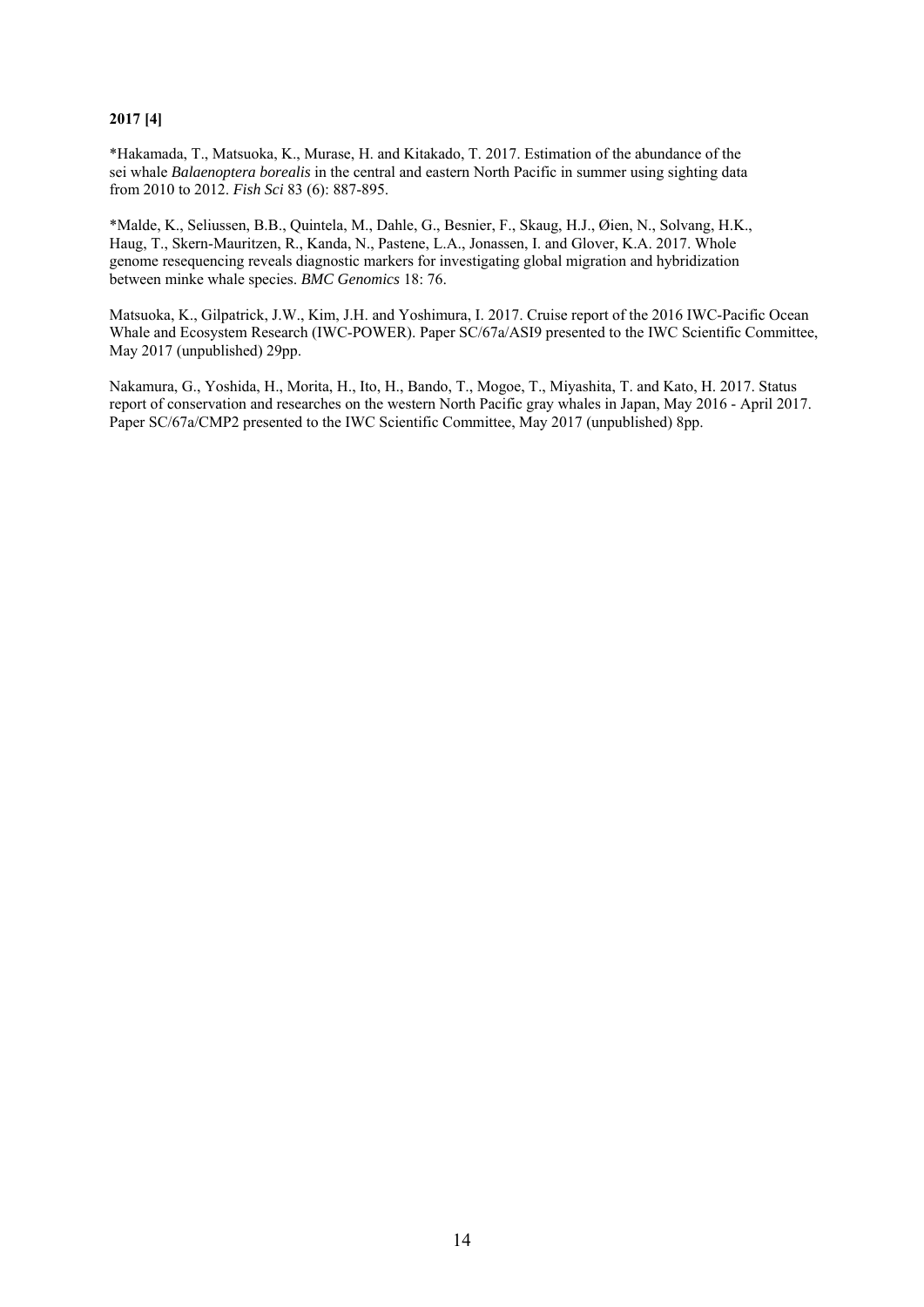**2017 [4]**

*Hakamada, T., Matsuoka, K., Murase, H. and Kitakado, T. 2017. Estimation of the abundance of the sei whale *Balaenoptera borealis* in the central and eastern North Pacific in summer using sighting data from 2010 to 2012. *Fish Sci* 83 (6): 887-895.

*Malde, K., Seliussen, B.B., Quintela, M., Dahle, G., Besnier, F., Skaug, H.J., Øien, N., Solvang, H.K., Haug, T., Skern-Mauritzen, R., Kanda, N., Pastene, L.A., Jonassen, I. and Glover, K.A. 2017. Whole genome resequencing reveals diagnostic markers for investigating global migration and hybridization between minke whale species. *BMC Genomics* 18: 76.

Matsuoka, K., Gilpatrick, J.W., Kim, J.H. and Yoshimura, I. 2017. Cruise report of the 2016 IWC-Pacific Ocean Whale and Ecosystem Research (IWC-POWER). Paper SC/67a/ASI9 presented to the IWC Scientific Committee, May 2017 (unpublished) 29pp.

Nakamura, G., Yoshida, H., Morita, H., Ito, H., Bando, T., Mogoe, T., Miyashita, T. and Kato, H. 2017. Status report of conservation and researches on the western North Pacific gray whales in Japan, May 2016 - April 2017. Paper SC/67a/CMP2 presented to the IWC Scientific Committee, May 2017 (unpublished) 8pp.